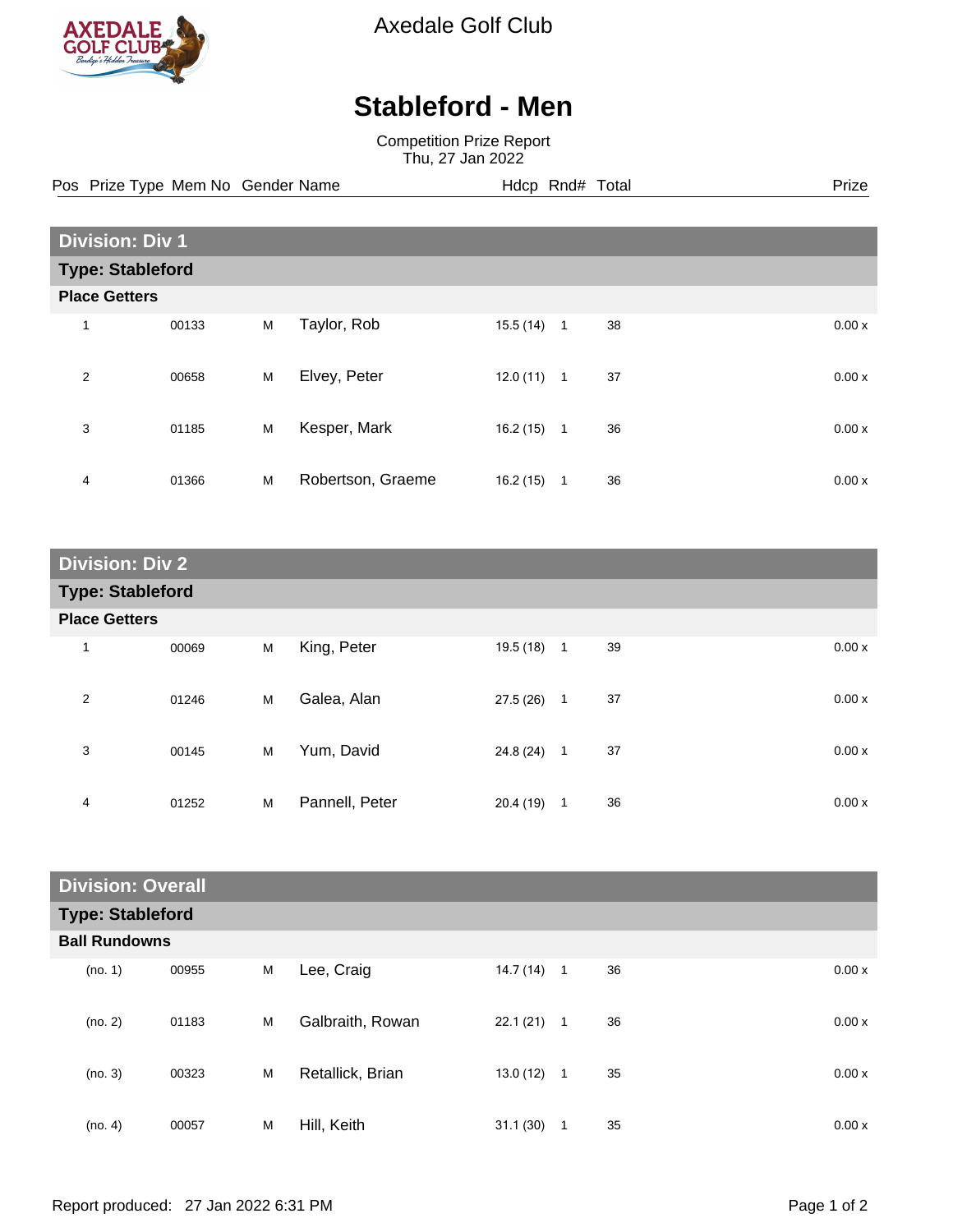Axedale Golf Club

# Stableford - Men

Competition Prize Report
Thu, 27 Jan 2022

## Division: Div 1

### Type: Stableford

**Place Getters**

| Pos | Prize Type | Mem No | Gender | Name | Hdcp | Rnd# | Total | Prize |
|---|---|---|---|---|---|---|---|---|
| 1 | | 00133 | M | Taylor, Rob | 15.5 (14) | 1 | 38 | 0.00 x |
| 2 | | 00658 | M | Elvey, Peter | 12.0 (11) | 1 | 37 | 0.00 x |
| 3 | | 01185 | M | Kesper, Mark | 16.2 (15) | 1 | 36 | 0.00 x |
| 4 | | 01366 | M | Robertson, Graeme | 16.2 (15) | 1 | 36 | 0.00 x |

## Division: Div 2

### Type: Stableford

**Place Getters**

| Pos | Prize Type | Mem No | Gender | Name | Hdcp | Rnd# | Total | Prize |
|---|---|---|---|---|---|---|---|---|
| 1 | | 00069 | M | King, Peter | 19.5 (18) | 1 | 39 | 0.00 x |
| 2 | | 01246 | M | Galea, Alan | 27.5 (26) | 1 | 37 | 0.00 x |
| 3 | | 00145 | M | Yum, David | 24.8 (24) | 1 | 37 | 0.00 x |
| 4 | | 01252 | M | Pannell, Peter | 20.4 (19) | 1 | 36 | 0.00 x |

## Division: Overall

### Type: Stableford

**Ball Rundowns**

| Pos | Prize Type | Mem No | Gender | Name | Hdcp | Rnd# | Total | Prize |
|---|---|---|---|---|---|---|---|---|
| (no. 1) | | 00955 | M | Lee, Craig | 14.7 (14) | 1 | 36 | 0.00 x |
| (no. 2) | | 01183 | M | Galbraith, Rowan | 22.1 (21) | 1 | 36 | 0.00 x |
| (no. 3) | | 00323 | M | Retallick, Brian | 13.0 (12) | 1 | 35 | 0.00 x |
| (no. 4) | | 00057 | M | Hill, Keith | 31.1 (30) | 1 | 35 | 0.00 x |

Report produced: 27 Jan 2022 6:31 PM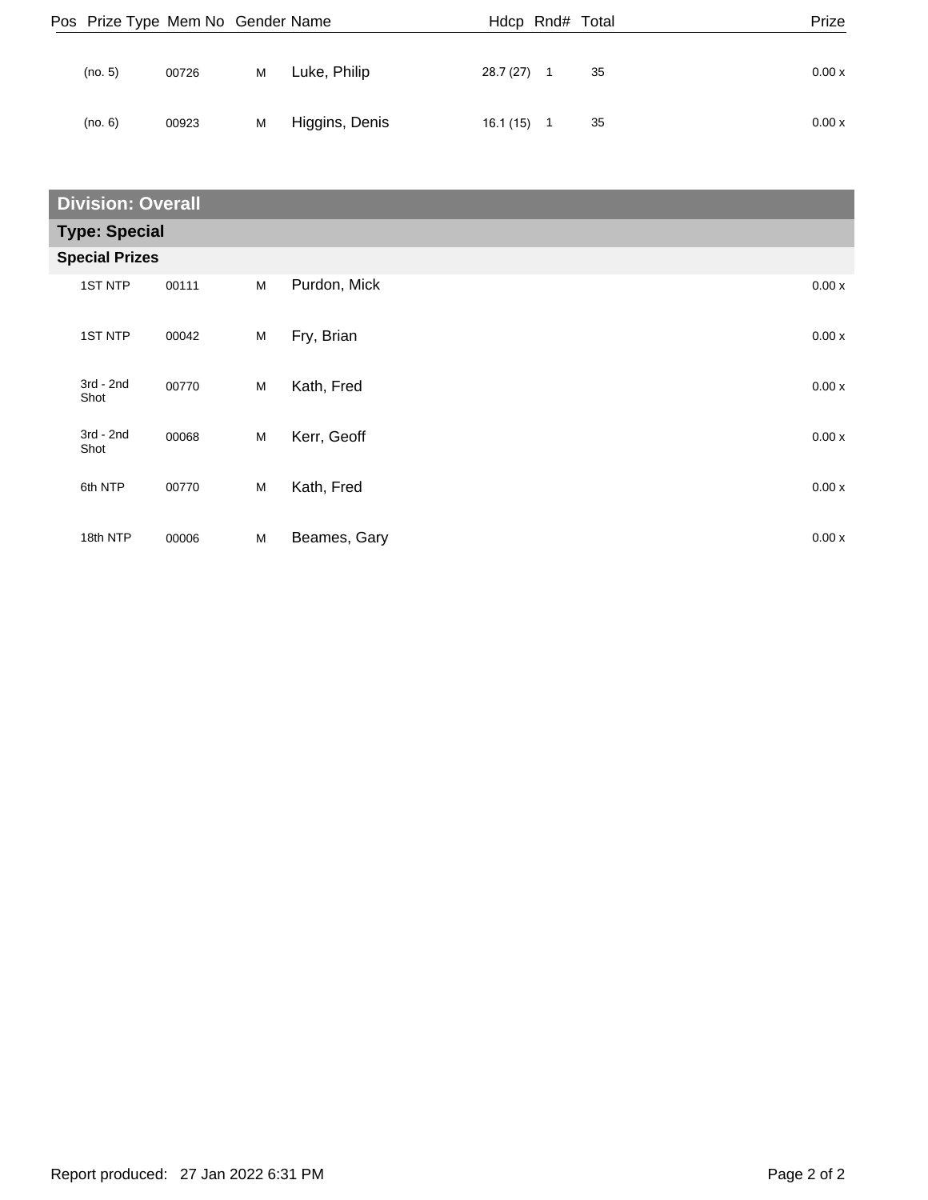| Pos | Prize Type | Mem No | Gender | Name | Hdcp | Rnd# | Total | Prize |
|---|---|---|---|---|---|---|---|---|
| | (no. 5) | 00726 | M | Luke, Philip | 28.7 (27) | 1 | 35 | 0.00 x |
| | (no. 6) | 00923 | M | Higgins, Denis | 16.1 (15) | 1 | 35 | 0.00 x |

## Division: Overall

### Type: Special

#### Special Prizes

| Prize Type | Mem No | Gender | Name | Prize |
|---|---|---|---|---|
| 1ST NTP | 00111 | M | Purdon, Mick | 0.00 x |
| 1ST NTP | 00042 | M | Fry, Brian | 0.00 x |
| 3rd - 2nd Shot | 00770 | M | Kath, Fred | 0.00 x |
| 3rd - 2nd Shot | 00068 | M | Kerr, Geoff | 0.00 x |
| 6th NTP | 00770 | M | Kath, Fred | 0.00 x |
| 18th NTP | 00006 | M | Beames, Gary | 0.00 x |

Report produced: 27 Jan 2022 6:31 PM